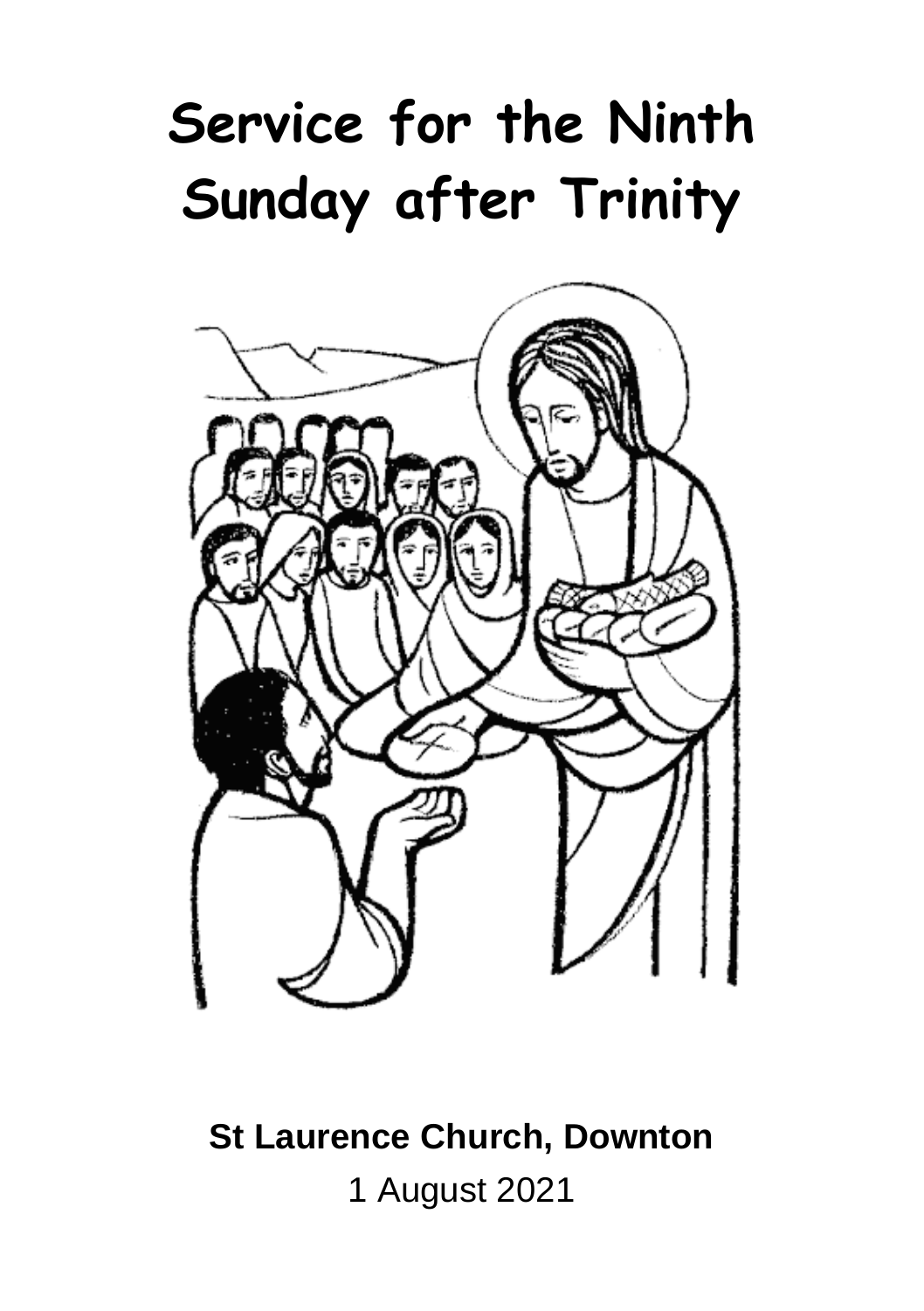# Service for the Ninth Sunday after Trinity

**St Laurence Church, Downton**

1 August 2021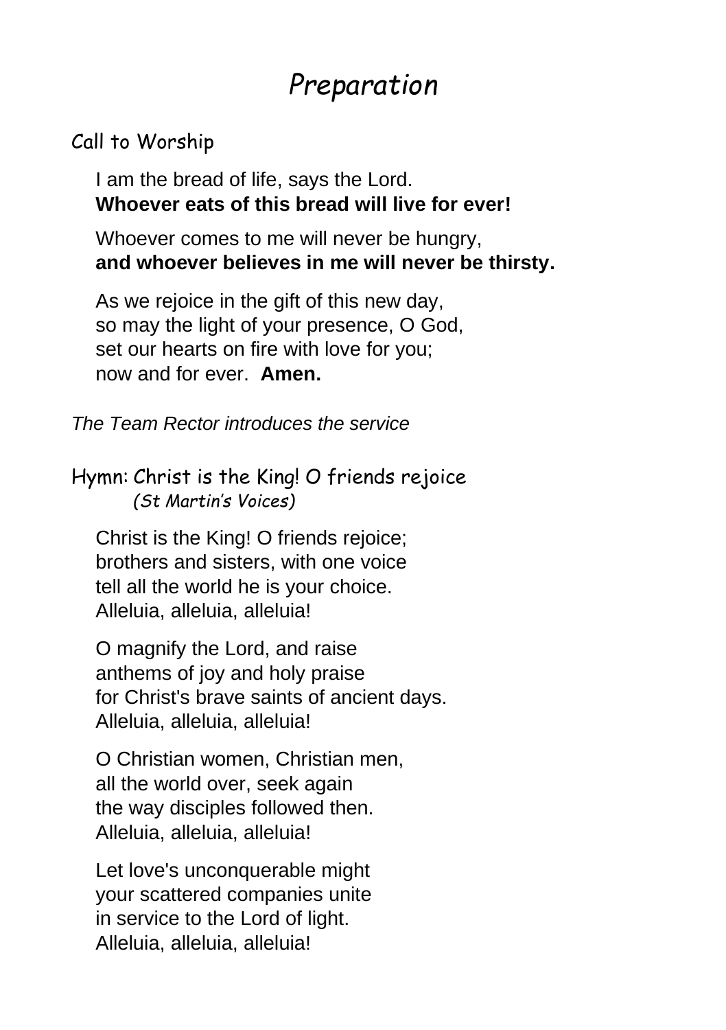# *Preparation*

## Call to Worship

I am the bread of life, says the Lord.
**Whoever eats of this bread will live for ever!**

Whoever comes to me will never be hungry,
**and whoever believes in me will never be thirsty.**

As we rejoice in the gift of this new day,
so may the light of your presence, O God,
set our hearts on fire with love for you;
now and for ever. **Amen.**

*The Team Rector introduces the service*

## Hymn: Christ is the King! O friends rejoice

*(St Martin's Voices)*

Christ is the King! O friends rejoice;
brothers and sisters, with one voice
tell all the world he is your choice.
Alleluia, alleluia, alleluia!

O magnify the Lord, and raise
anthems of joy and holy praise
for Christ's brave saints of ancient days.
Alleluia, alleluia, alleluia!

O Christian women, Christian men,
all the world over, seek again
the way disciples followed then.
Alleluia, alleluia, alleluia!

Let love's unconquerable might
your scattered companies unite
in service to the Lord of light.
Alleluia, alleluia, alleluia!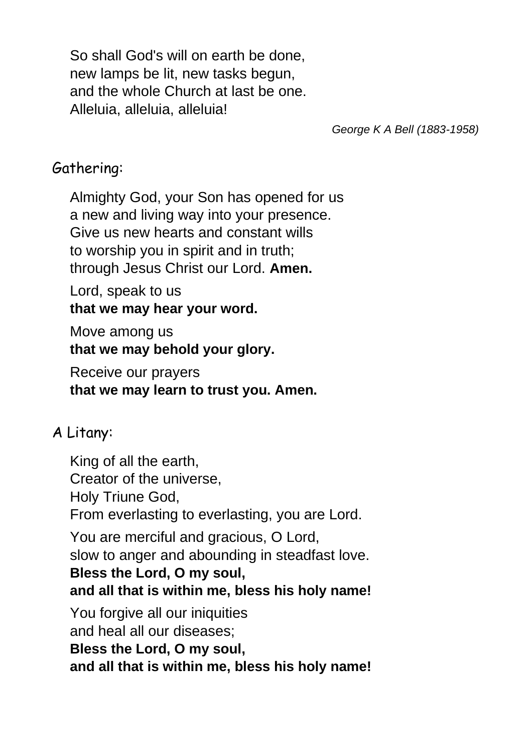So shall God's will on earth be done,
new lamps be lit, new tasks begun,
and the whole Church at last be one.
Alleluia, alleluia, alleluia!

*George K A Bell (1883-1958)*

## Gathering:

Almighty God, your Son has opened for us
a new and living way into your presence.
Give us new hearts and constant wills
to worship you in spirit and in truth;
through Jesus Christ our Lord. **Amen.**

Lord, speak to us
**that we may hear your word.**

Move among us
**that we may behold your glory.**

Receive our prayers
**that we may learn to trust you. Amen.**

## A Litany:

King of all the earth,
Creator of the universe,
Holy Triune God,
From everlasting to everlasting, you are Lord.

You are merciful and gracious, O Lord,
slow to anger and abounding in steadfast love.
**Bless the Lord, O my soul,**
**and all that is within me, bless his holy name!**

You forgive all our iniquities
and heal all our diseases;
**Bless the Lord, O my soul,**
**and all that is within me, bless his holy name!**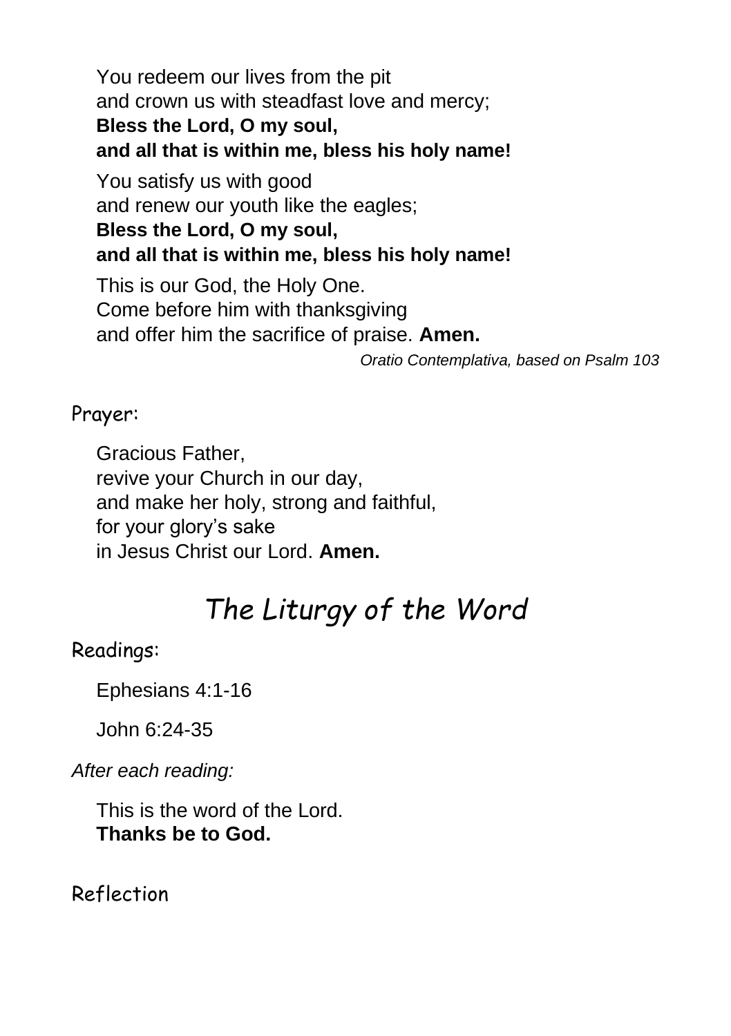You redeem our lives from the pit
and crown us with steadfast love and mercy;
**Bless the Lord, O my soul,**
**and all that is within me, bless his holy name!**

You satisfy us with good
and renew our youth like the eagles;
**Bless the Lord, O my soul,**
**and all that is within me, bless his holy name!**

This is our God, the Holy One.
Come before him with thanksgiving
and offer him the sacrifice of praise. **Amen.**

*Oratio Contemplativa, based on Psalm 103*

Prayer:

Gracious Father,
revive your Church in our day,
and make her holy, strong and faithful,
for your glory's sake
in Jesus Christ our Lord. **Amen.**

# *The Liturgy of the Word*

Readings:

Ephesians 4:1-16

John 6:24-35

*After each reading:*

This is the word of the Lord.
**Thanks be to God.**

Reflection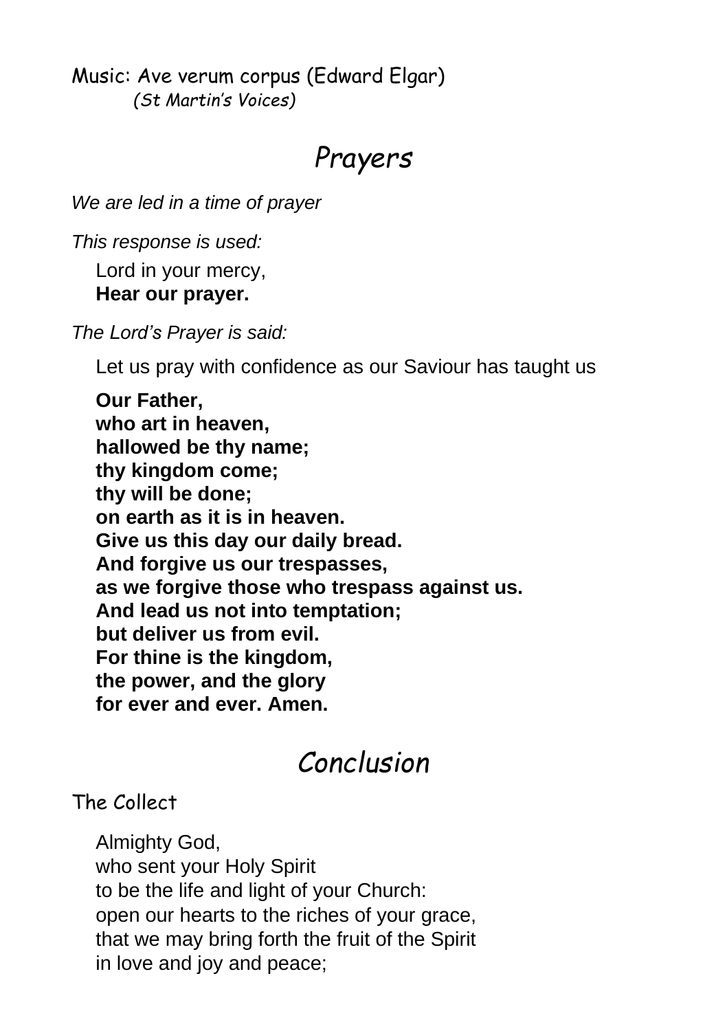Music: Ave verum corpus (Edward Elgar)
*(St Martin's Voices)*

## *Prayers*

*We are led in a time of prayer*

*This response is used:*

Lord in your mercy,
**Hear our prayer.**

*The Lord's Prayer is said:*

Let us pray with confidence as our Saviour has taught us

**Our Father,**
**who art in heaven,**
**hallowed be thy name;**
**thy kingdom come;**
**thy will be done;**
**on earth as it is in heaven.**
**Give us this day our daily bread.**
**And forgive us our trespasses,**
**as we forgive those who trespass against us.**
**And lead us not into temptation;**
**but deliver us from evil.**
**For thine is the kingdom,**
**the power, and the glory**
**for ever and ever. Amen.**

## *Conclusion*

The Collect

Almighty God,
who sent your Holy Spirit
to be the life and light of your Church:
open our hearts to the riches of your grace,
that we may bring forth the fruit of the Spirit
in love and joy and peace;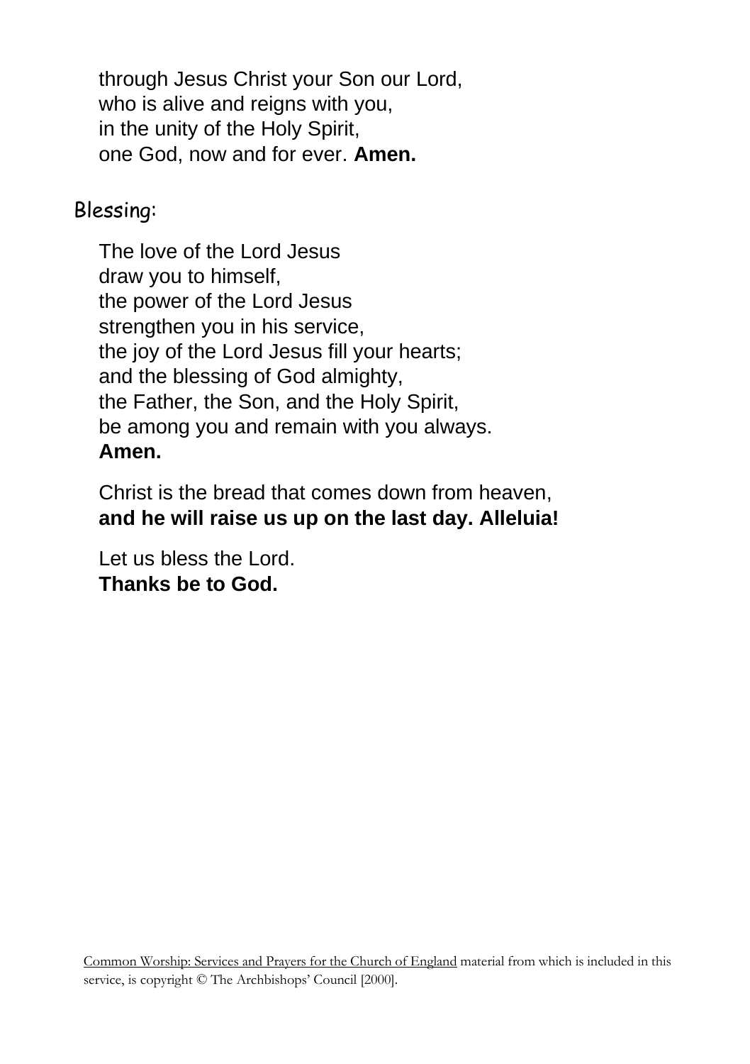through Jesus Christ your Son our Lord,
who is alive and reigns with you,
in the unity of the Holy Spirit,
one God, now and for ever. **Amen.**

## Blessing:

The love of the Lord Jesus
draw you to himself,
the power of the Lord Jesus
strengthen you in his service,
the joy of the Lord Jesus fill your hearts;
and the blessing of God almighty,
the Father, the Son, and the Holy Spirit,
be among you and remain with you always.
**Amen.**

Christ is the bread that comes down from heaven,
**and he will raise us up on the last day. Alleluia!**

Let us bless the Lord.
**Thanks be to God.**

Common Worship: Services and Prayers for the Church of England material from which is included in this service, is copyright © The Archbishops' Council [2000].